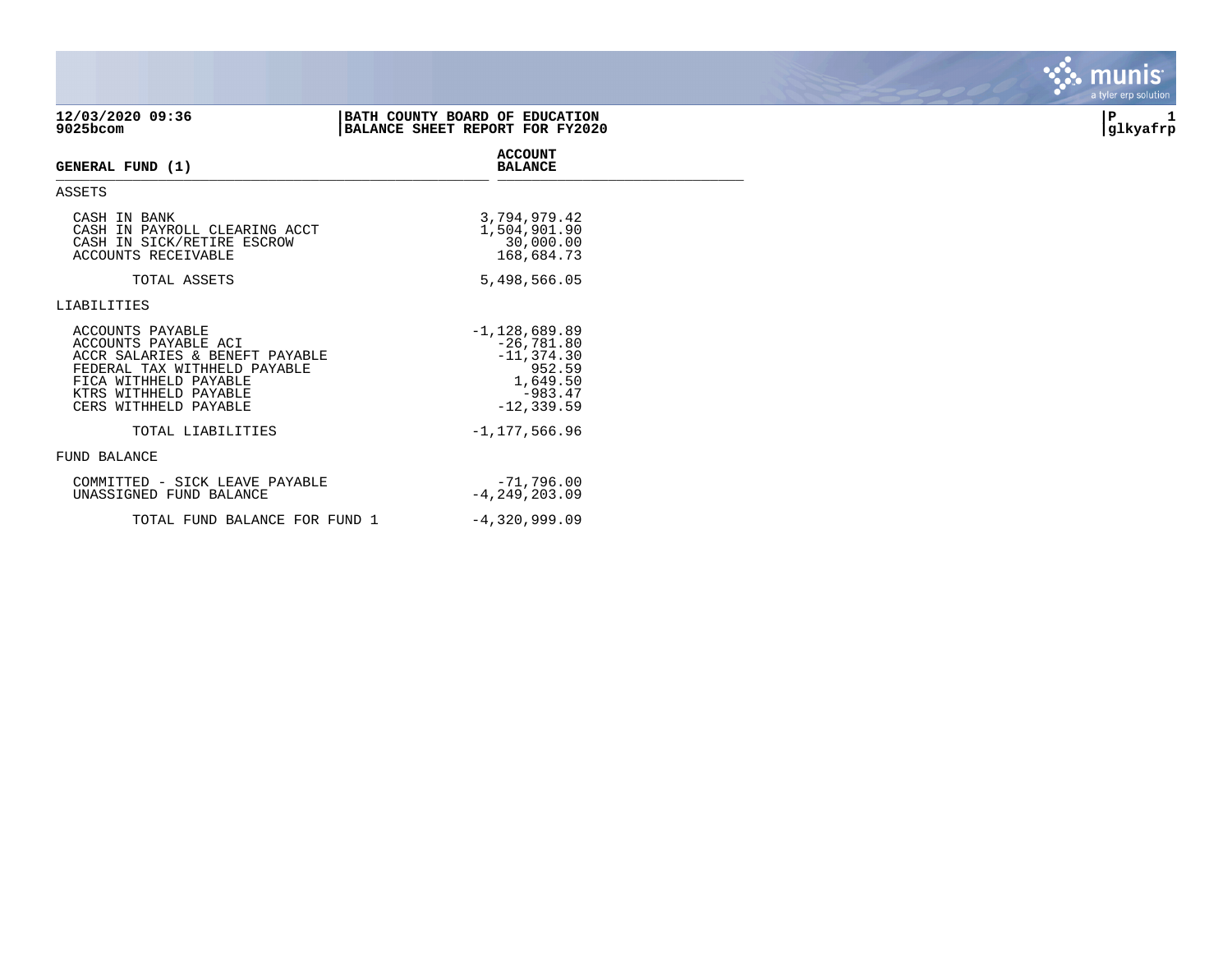**12/03/2020 09:36**
**9025bcom**

**BATH COUNTY BOARD OF EDUCATION**
**BALANCE SHEET REPORT FOR FY2020**

**P 1**
**glkyafrp**

| GENERAL FUND (1) | ACCOUNT BALANCE |
|---|---:|
| **ASSETS** | |
| CASH IN BANK | 3,794,979.42 |
| CASH IN PAYROLL CLEARING ACCT | 1,504,901.90 |
| CASH IN SICK/RETIRE ESCROW | 30,000.00 |
| ACCOUNTS RECEIVABLE | 168,684.73 |
| TOTAL ASSETS | 5,498,566.05 |
| **LIABILITIES** | |
| ACCOUNTS PAYABLE | -1,128,689.89 |
| ACCOUNTS PAYABLE ACI | -26,781.80 |
| ACCR SALARIES & BENEFT PAYABLE | -11,374.30 |
| FEDERAL TAX WITHHELD PAYABLE | 952.59 |
| FICA WITHHELD PAYABLE | 1,649.50 |
| KTRS WITHHELD PAYABLE | -983.47 |
| CERS WITHHELD PAYABLE | -12,339.59 |
| TOTAL LIABILITIES | -1,177,566.96 |
| **FUND BALANCE** | |
| COMMITTED - SICK LEAVE PAYABLE | -71,796.00 |
| UNASSIGNED FUND BALANCE | -4,249,203.09 |
| TOTAL FUND BALANCE FOR FUND 1 | -4,320,999.09 |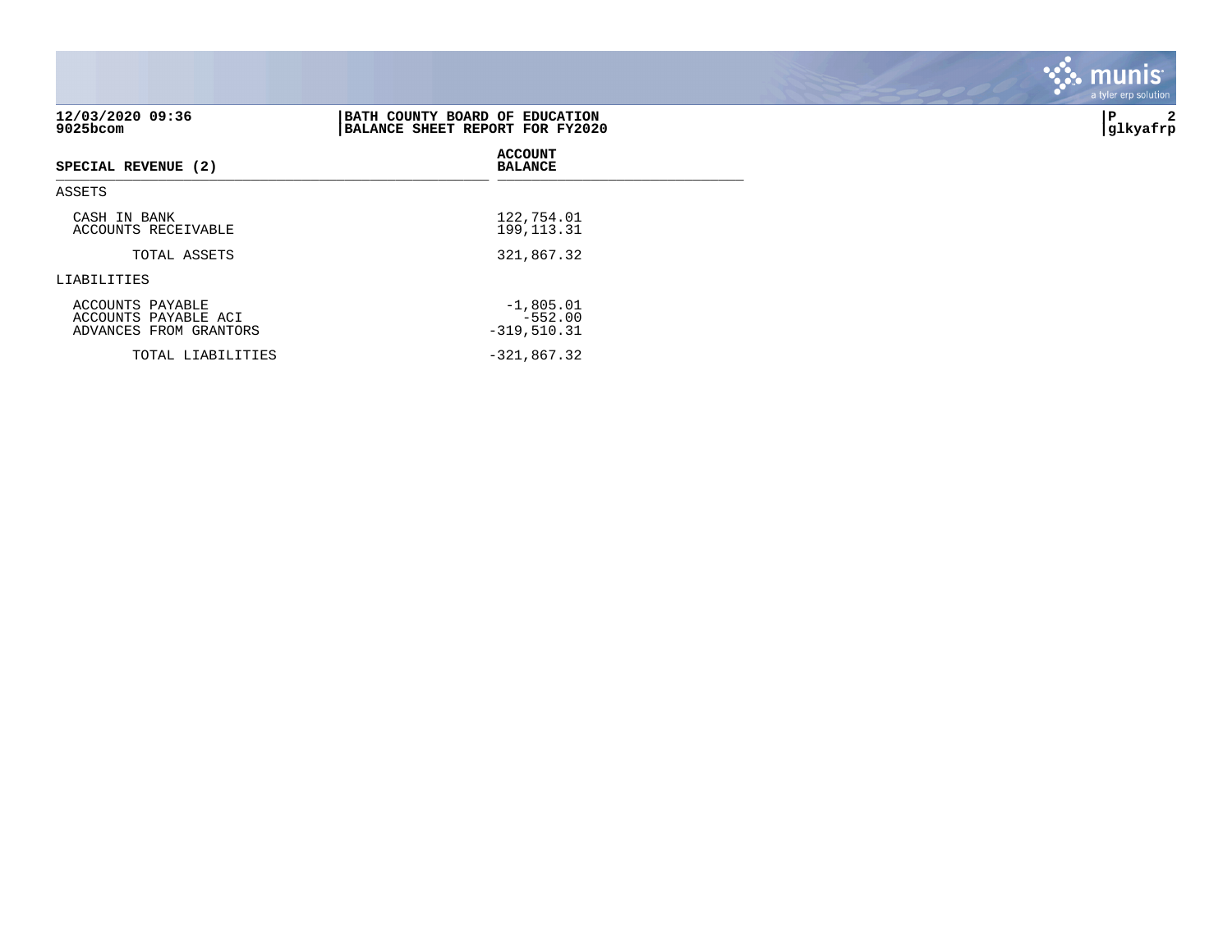**12/03/2020 09:36**
**9025bcom**

**BATH COUNTY BOARD OF EDUCATION**
**BALANCE SHEET REPORT FOR FY2020**

**P 2**
**glkyafrp**

| SPECIAL REVENUE (2) | ACCOUNT BALANCE |
|---|---|
| ASSETS | |
| CASH IN BANK | 122,754.01 |
| ACCOUNTS RECEIVABLE | 199,113.31 |
| TOTAL ASSETS | 321,867.32 |
| LIABILITIES | |
| ACCOUNTS PAYABLE | -1,805.01 |
| ACCOUNTS PAYABLE ACI | -552.00 |
| ADVANCES FROM GRANTORS | -319,510.31 |
| TOTAL LIABILITIES | -321,867.32 |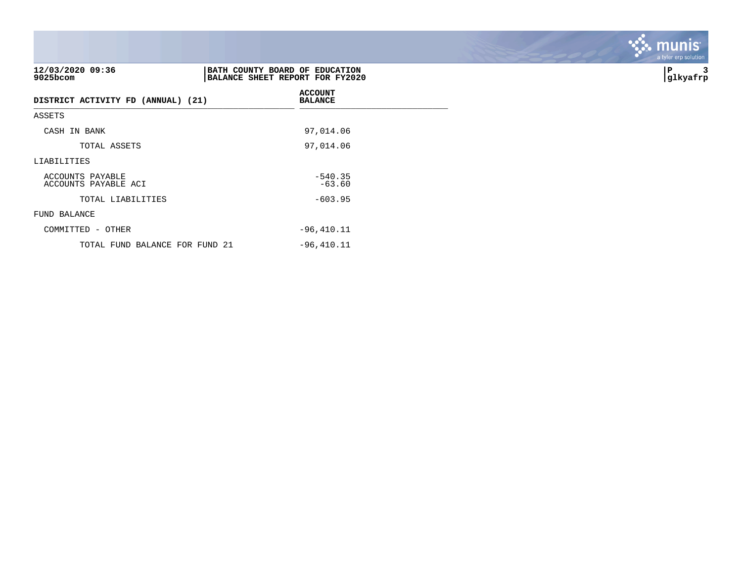12/03/2020 09:36
9025bcom

**BATH COUNTY BOARD OF EDUCATION**
**BALANCE SHEET REPORT FOR FY2020**

P 3
glkyafrp

| DISTRICT ACTIVITY FD (ANNUAL) (21) | ACCOUNT BALANCE |
|---|---|
| ASSETS | |
| CASH IN BANK | 97,014.06 |
| TOTAL ASSETS | 97,014.06 |
| LIABILITIES | |
| ACCOUNTS PAYABLE | -540.35 |
| ACCOUNTS PAYABLE ACI | -63.60 |
| TOTAL LIABILITIES | -603.95 |
| FUND BALANCE | |
| COMMITTED - OTHER | -96,410.11 |
| TOTAL FUND BALANCE FOR FUND 21 | -96,410.11 |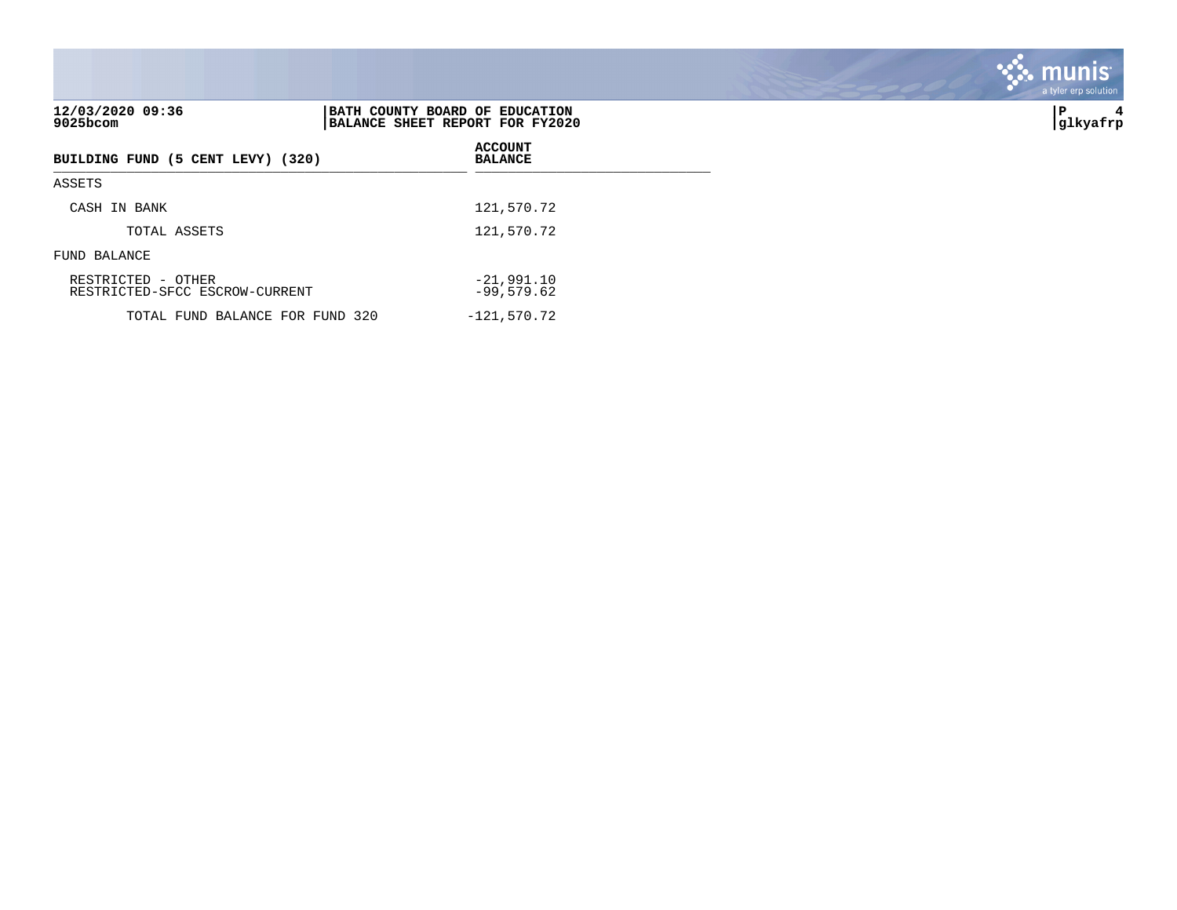**BATH COUNTY BOARD OF EDUCATION**
**BALANCE SHEET REPORT FOR FY2020**

12/03/2020 09:36
9025bcom

| BUILDING FUND (5 CENT LEVY) (320) | ACCOUNT BALANCE |
|---|---|
| ASSETS | |
| CASH IN BANK | 121,570.72 |
| TOTAL ASSETS | 121,570.72 |
| FUND BALANCE | |
| RESTRICTED - OTHER | -21,991.10 |
| RESTRICTED-SFCC ESCROW-CURRENT | -99,579.62 |
| TOTAL FUND BALANCE FOR FUND 320 | -121,570.72 |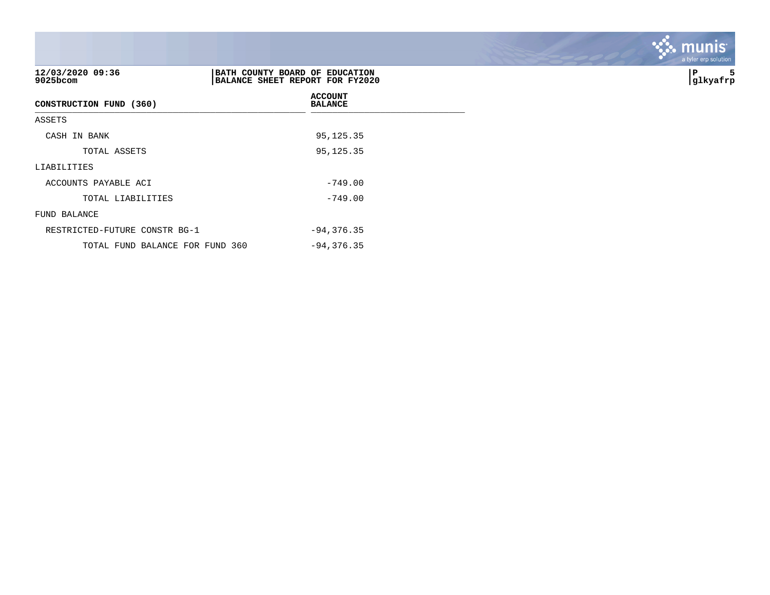**BATH COUNTY BOARD OF EDUCATION**
**BALANCE SHEET REPORT FOR FY2020**

12/03/2020 09:36
9025bcom

| CONSTRUCTION FUND (360) | ACCOUNT BALANCE |
|---|---|
| ASSETS | |
| CASH IN BANK | 95,125.35 |
| TOTAL ASSETS | 95,125.35 |
| LIABILITIES | |
| ACCOUNTS PAYABLE ACI | -749.00 |
| TOTAL LIABILITIES | -749.00 |
| FUND BALANCE | |
| RESTRICTED-FUTURE CONSTR BG-1 | -94,376.35 |
| TOTAL FUND BALANCE FOR FUND 360 | -94,376.35 |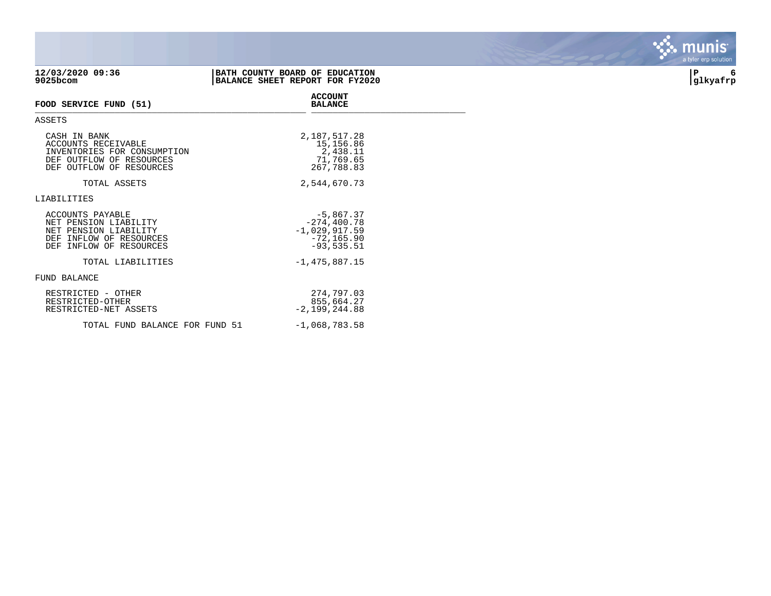**12/03/2020 09:36**
**9025bcom**

**BATH COUNTY BOARD OF EDUCATION**
**BALANCE SHEET REPORT FOR FY2020**

**P 6**
**glkyafrp**

| **FOOD SERVICE FUND (51)** | **ACCOUNT BALANCE** |
|---|---|
| ASSETS | |
| CASH IN BANK | 2,187,517.28 |
| ACCOUNTS RECEIVABLE | 15,156.86 |
| INVENTORIES FOR CONSUMPTION | 2,438.11 |
| DEF OUTFLOW OF RESOURCES | 71,769.65 |
| DEF OUTFLOW OF RESOURCES | 267,788.83 |
| TOTAL ASSETS | 2,544,670.73 |
| LIABILITIES | |
| ACCOUNTS PAYABLE | -5,867.37 |
| NET PENSION LIABILITY | -274,400.78 |
| NET PENSION LIABILITY | -1,029,917.59 |
| DEF INFLOW OF RESOURCES | -72,165.90 |
| DEF INFLOW OF RESOURCES | -93,535.51 |
| TOTAL LIABILITIES | -1,475,887.15 |
| FUND BALANCE | |
| RESTRICTED - OTHER | 274,797.03 |
| RESTRICTED-OTHER | 855,664.27 |
| RESTRICTED-NET ASSETS | -2,199,244.88 |
| TOTAL FUND BALANCE FOR FUND 51 | -1,068,783.58 |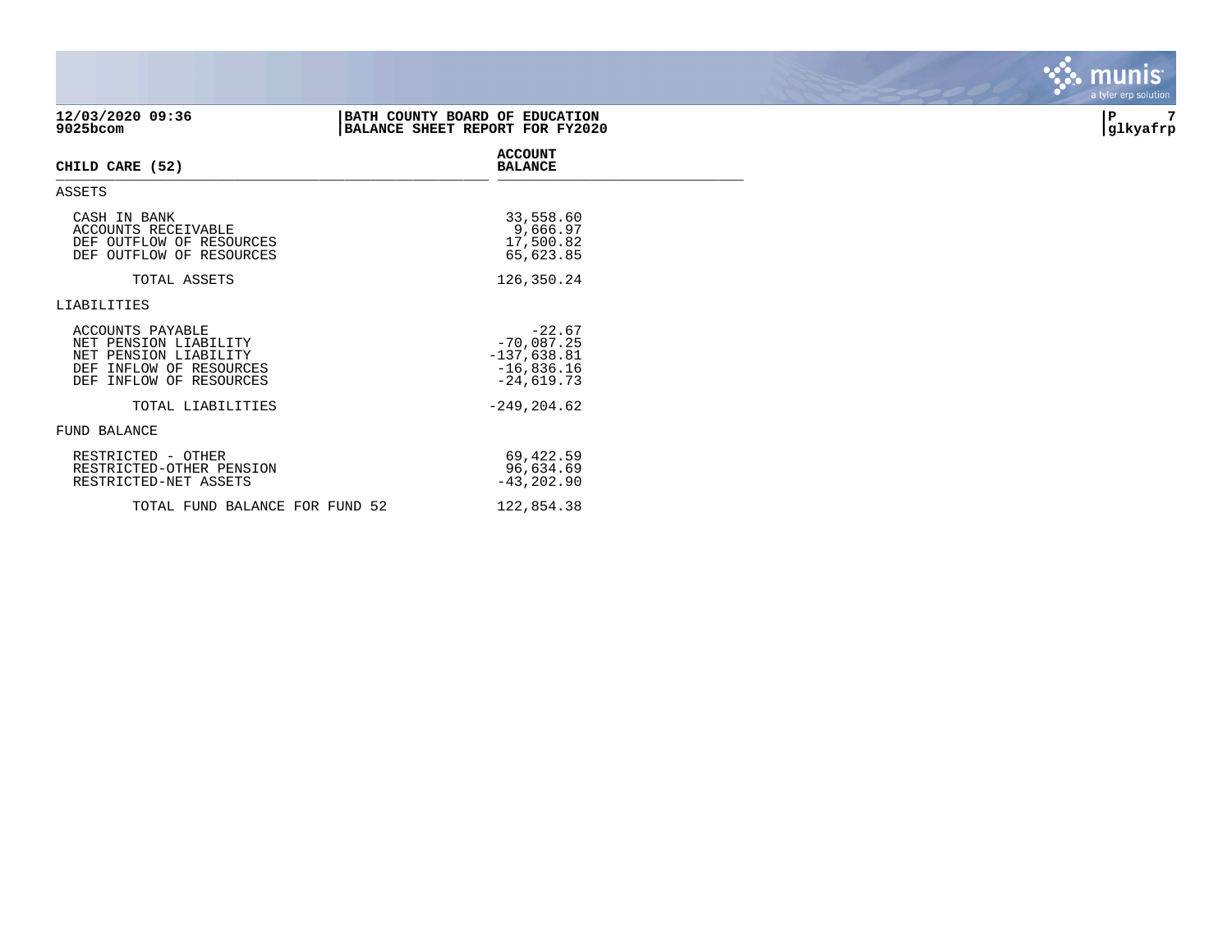12/03/2020 09:36
9025bcom

**BATH COUNTY BOARD OF EDUCATION**
**BALANCE SHEET REPORT FOR FY2020**

glkyafrp

| CHILD CARE (52) | ACCOUNT BALANCE |
|---|---|
| **ASSETS** | |
| CASH IN BANK | 33,558.60 |
| ACCOUNTS RECEIVABLE | 9,666.97 |
| DEF OUTFLOW OF RESOURCES | 17,500.82 |
| DEF OUTFLOW OF RESOURCES | 65,623.85 |
| TOTAL ASSETS | 126,350.24 |
| **LIABILITIES** | |
| ACCOUNTS PAYABLE | -22.67 |
| NET PENSION LIABILITY | -70,087.25 |
| NET PENSION LIABILITY | -137,638.81 |
| DEF INFLOW OF RESOURCES | -16,836.16 |
| DEF INFLOW OF RESOURCES | -24,619.73 |
| TOTAL LIABILITIES | -249,204.62 |
| **FUND BALANCE** | |
| RESTRICTED - OTHER | 69,422.59 |
| RESTRICTED-OTHER PENSION | 96,634.69 |
| RESTRICTED-NET ASSETS | -43,202.90 |
| TOTAL FUND BALANCE FOR FUND 52 | 122,854.38 |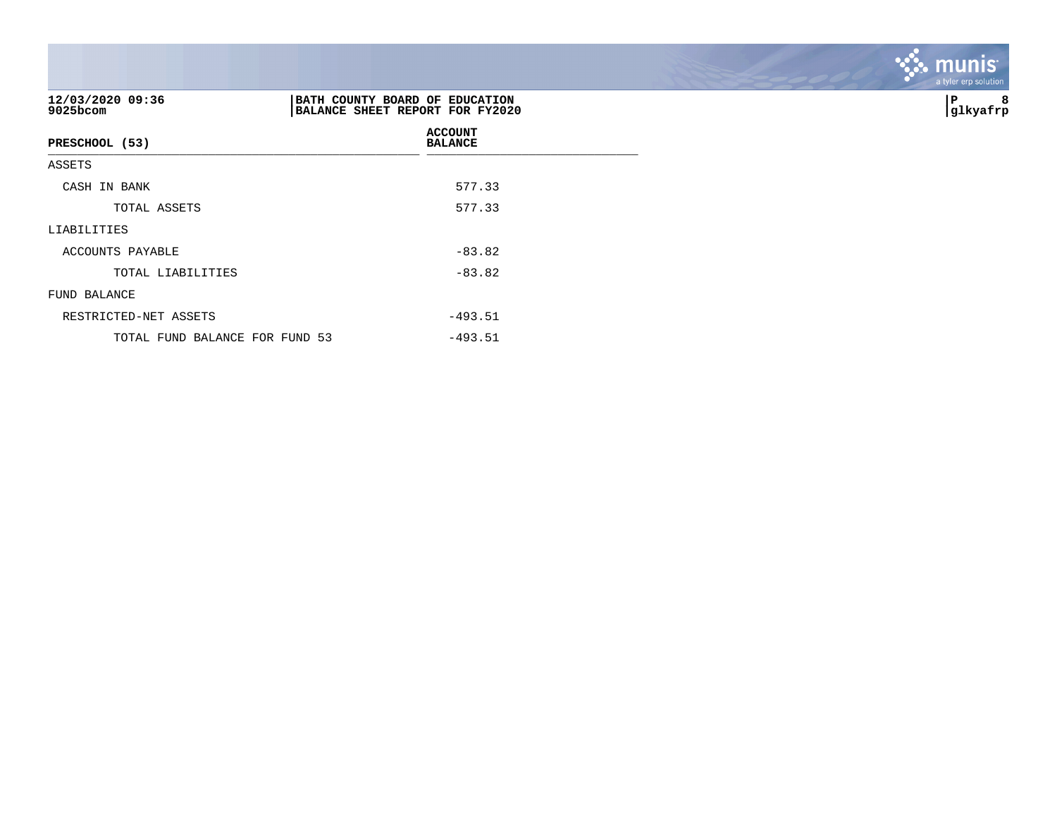**12/03/2020 09:36**
**9025bcom**

**BATH COUNTY BOARD OF EDUCATION**
**BALANCE SHEET REPORT FOR FY2020**

**P 8**
**glkyafrp**

| PRESCHOOL (53) | ACCOUNT BALANCE |
|---|---|
| ASSETS | |
| CASH IN BANK | 577.33 |
| TOTAL ASSETS | 577.33 |
| LIABILITIES | |
| ACCOUNTS PAYABLE | -83.82 |
| TOTAL LIABILITIES | -83.82 |
| FUND BALANCE | |
| RESTRICTED-NET ASSETS | -493.51 |
| TOTAL FUND BALANCE FOR FUND 53 | -493.51 |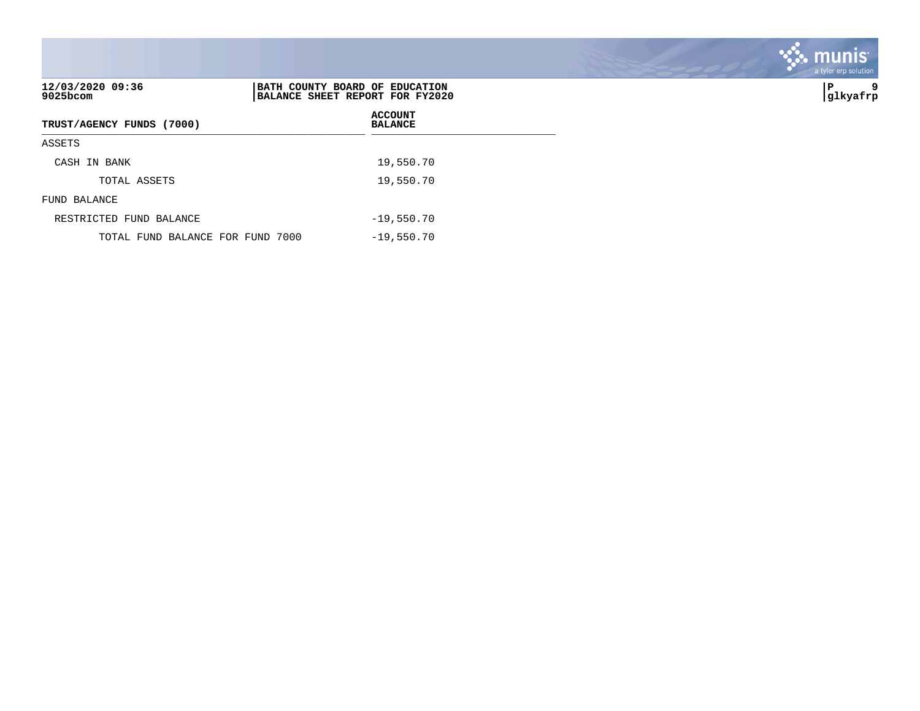**12/03/2020 09:36**
**9025bcom**

**BATH COUNTY BOARD OF EDUCATION**
**BALANCE SHEET REPORT FOR FY2020**

**glkyafrp**

| TRUST/AGENCY FUNDS (7000) | ACCOUNT BALANCE |
|---|---|
| ASSETS | |
| CASH IN BANK | 19,550.70 |
| TOTAL ASSETS | 19,550.70 |
| FUND BALANCE | |
| RESTRICTED FUND BALANCE | -19,550.70 |
| TOTAL FUND BALANCE FOR FUND 7000 | -19,550.70 |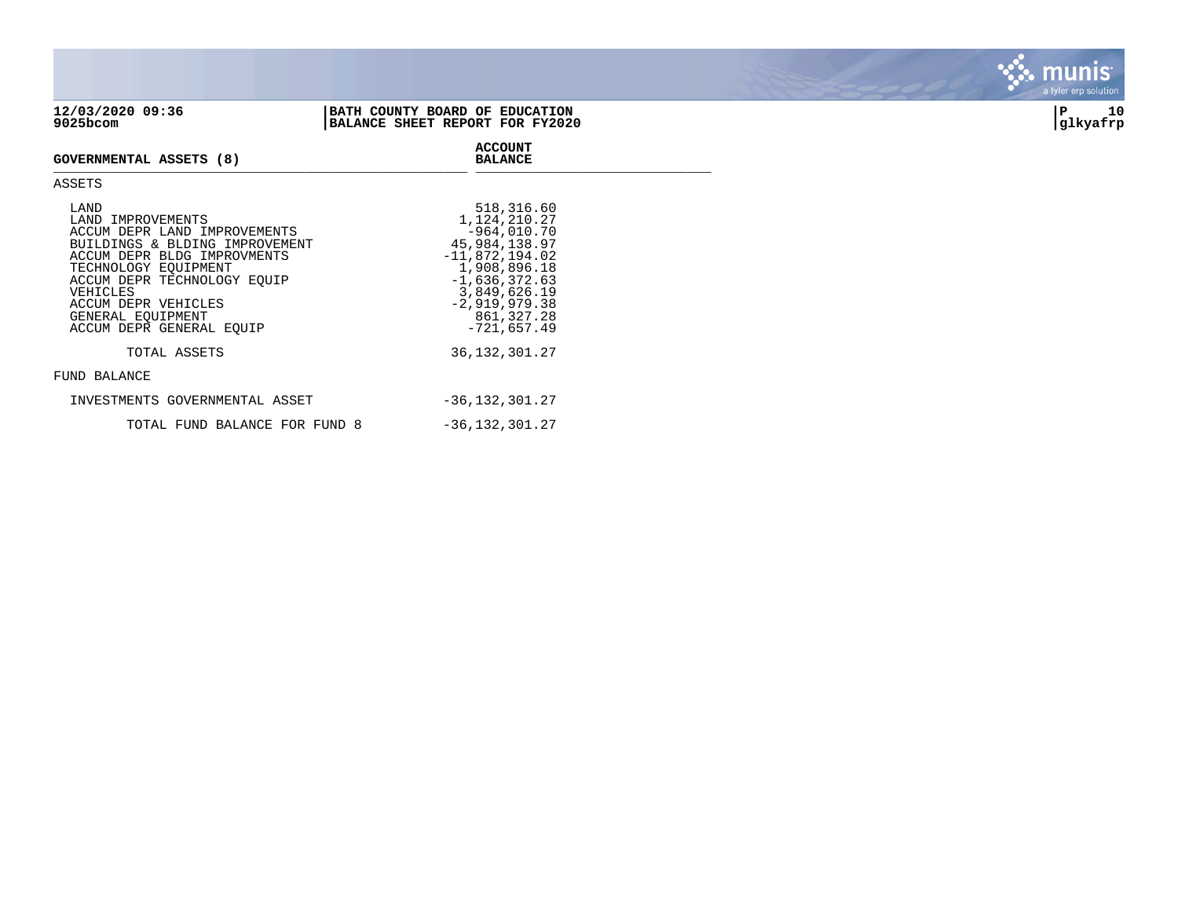**12/03/2020 09:36** | **BATH COUNTY BOARD OF EDUCATION** | **P 10**
**9025bcom** | **BALANCE SHEET REPORT FOR FY2020** | **glkyafrp**

| GOVERNMENTAL ASSETS (8) | ACCOUNT BALANCE |
|---|---|
| ASSETS | |
| LAND | 518,316.60 |
| LAND IMPROVEMENTS | 1,124,210.27 |
| ACCUM DEPR LAND IMPROVEMENTS | -964,010.70 |
| BUILDINGS & BLDING IMPROVEMENT | 45,984,138.97 |
| ACCUM DEPR BLDG IMPROVMENTS | -11,872,194.02 |
| TECHNOLOGY EQUIPMENT | 1,908,896.18 |
| ACCUM DEPR TECHNOLOGY EQUIP | -1,636,372.63 |
| VEHICLES | 3,849,626.19 |
| ACCUM DEPR VEHICLES | -2,919,979.38 |
| GENERAL EQUIPMENT | 861,327.28 |
| ACCUM DEPR GENERAL EQUIP | -721,657.49 |
| TOTAL ASSETS | 36,132,301.27 |
| FUND BALANCE | |
| INVESTMENTS GOVERNMENTAL ASSET | -36,132,301.27 |
| TOTAL FUND BALANCE FOR FUND 8 | -36,132,301.27 |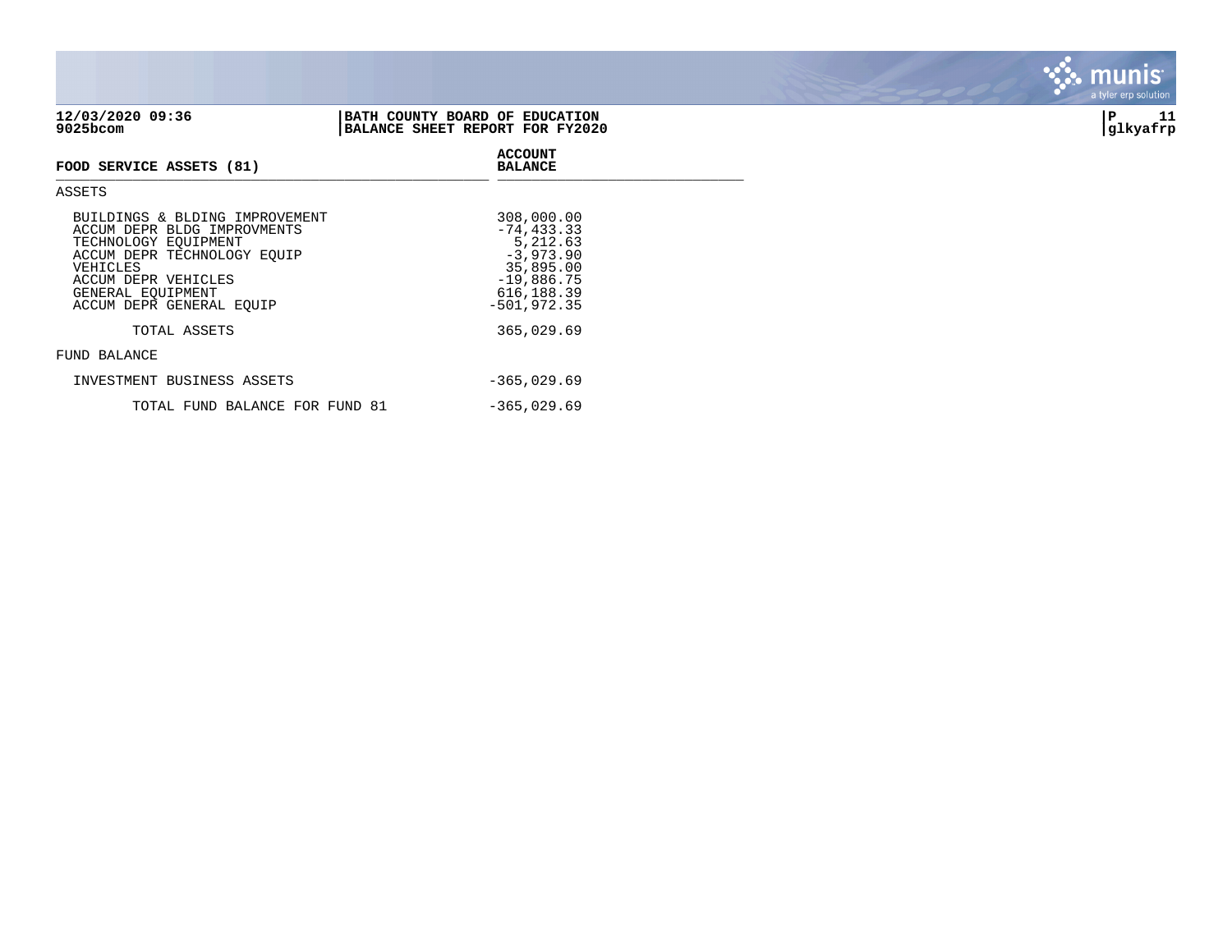**12/03/2020 09:36**
**9025bcom**

**BATH COUNTY BOARD OF EDUCATION**
**BALANCE SHEET REPORT FOR FY2020**

**glkyafrp**

| FOOD SERVICE ASSETS (81) | ACCOUNT BALANCE |
|---|---|
| ASSETS | |
| BUILDINGS & BLDING IMPROVEMENT | 308,000.00 |
| ACCUM DEPR BLDG IMPROVMENTS | -74,433.33 |
| TECHNOLOGY EQUIPMENT | 5,212.63 |
| ACCUM DEPR TECHNOLOGY EQUIP | -3,973.90 |
| VEHICLES | 35,895.00 |
| ACCUM DEPR VEHICLES | -19,886.75 |
| GENERAL EQUIPMENT | 616,188.39 |
| ACCUM DEPR GENERAL EQUIP | -501,972.35 |
| TOTAL ASSETS | 365,029.69 |
| FUND BALANCE | |
| INVESTMENT BUSINESS ASSETS | -365,029.69 |
| TOTAL FUND BALANCE FOR FUND 81 | -365,029.69 |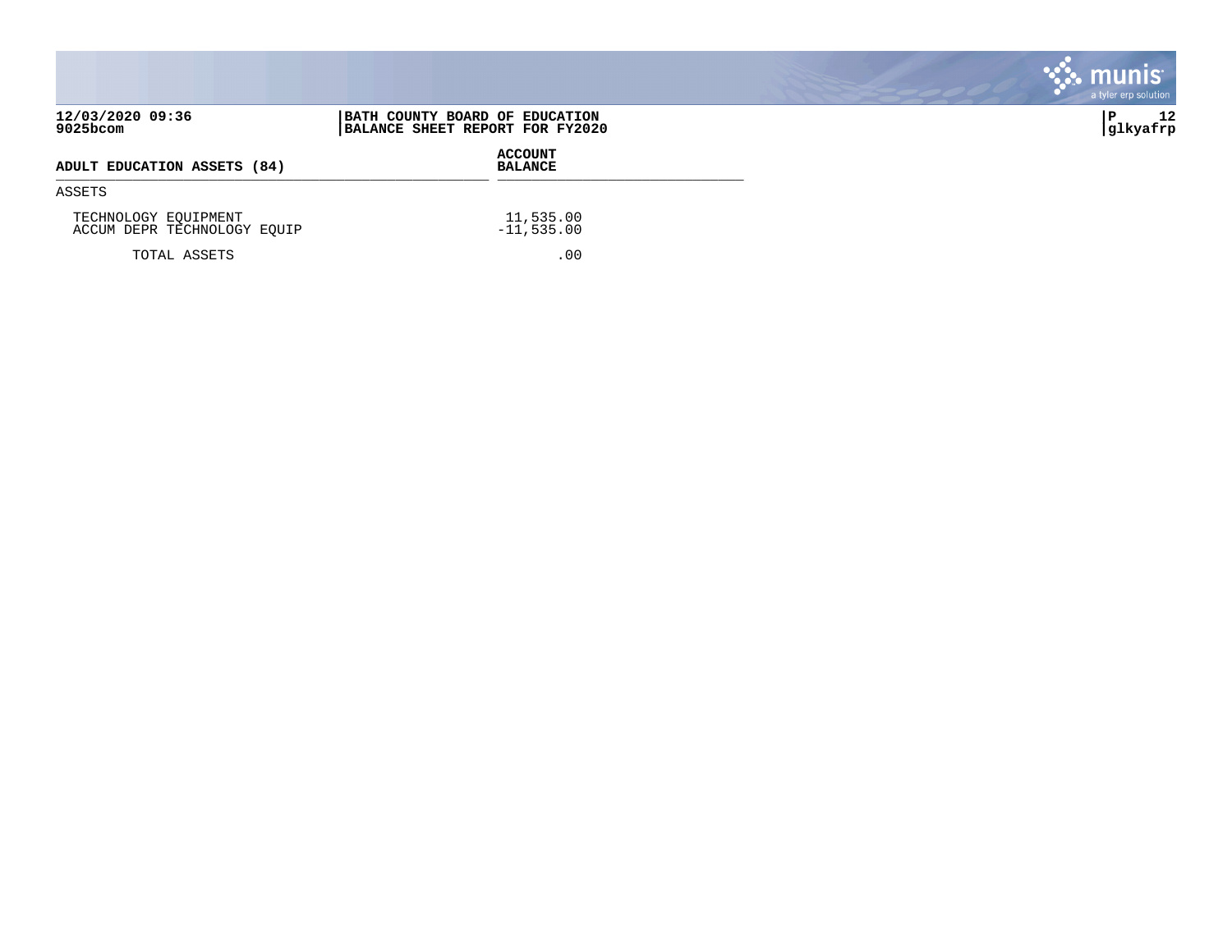**12/03/2020 09:36**
**9025bcom**

**BATH COUNTY BOARD OF EDUCATION**
**BALANCE SHEET REPORT FOR FY2020**

**P 12**
**glkyafrp**

| ADULT EDUCATION ASSETS (84) | ACCOUNT BALANCE |
|---|---|
| ASSETS | |
| TECHNOLOGY EQUIPMENT | 11,535.00 |
| ACCUM DEPR TECHNOLOGY EQUIP | -11,535.00 |
| TOTAL ASSETS | .00 |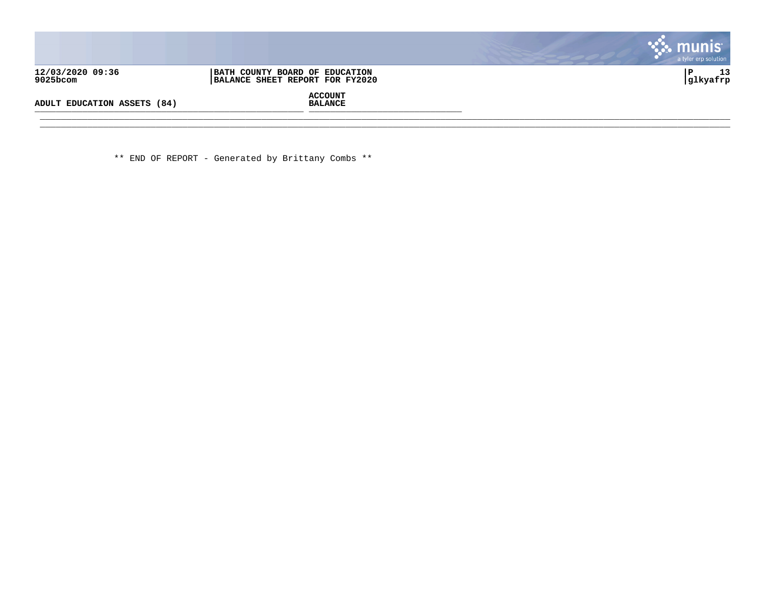ADULT EDUCATION ASSETS (84)

| | ACCOUNT BALANCE |
|---|---|

** END OF REPORT - Generated by Brittany Combs **